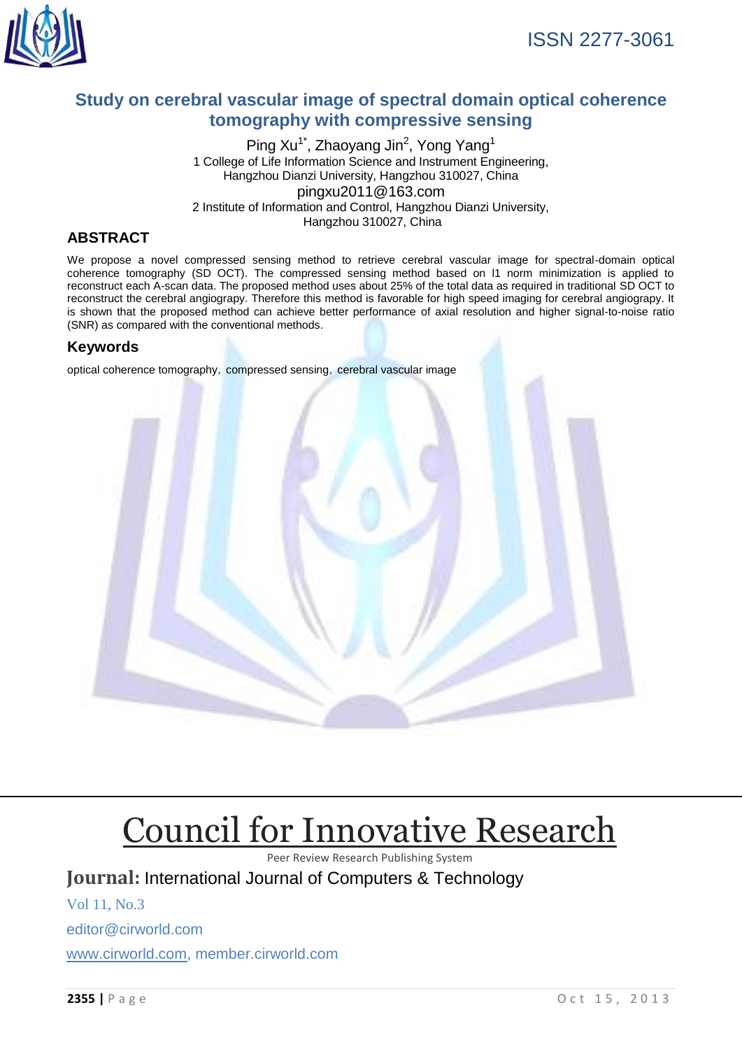ISSN 2277-3061

# Study on cerebral vascular image of spectral domain optical coherence tomography with compressive sensing

Ping Xu[1*], Zhaoyang Jin[2], Yong Yang[1]

1 College of Life Information Science and Instrument Engineering, Hangzhou Dianzi University, Hangzhou 310027, China

pingxu2011@163.com

2 Institute of Information and Control, Hangzhou Dianzi University, Hangzhou 310027, China

## ABSTRACT

We propose a novel compressed sensing method to retrieve cerebral vascular image for spectral-domain optical coherence tomography (SD OCT). The compressed sensing method based on l1 norm minimization is applied to reconstruct each A-scan data. The proposed method uses about 25% of the total data as required in traditional SD OCT to reconstruct the cerebral angiograpy. Therefore this method is favorable for high speed imaging for cerebral angiograpy. It is shown that the proposed method can achieve better performance of axial resolution and higher signal-to-noise ratio (SNR) as compared with the conventional methods.

## Keywords

optical coherence tomography, compressed sensing, cerebral vascular image

# Council for Innovative Research

Peer Review Research Publishing System

**Journal:** International Journal of Computers & Technology

Vol 11, No.3

editor@cirworld.com

www.cirworld.com, member.cirworld.com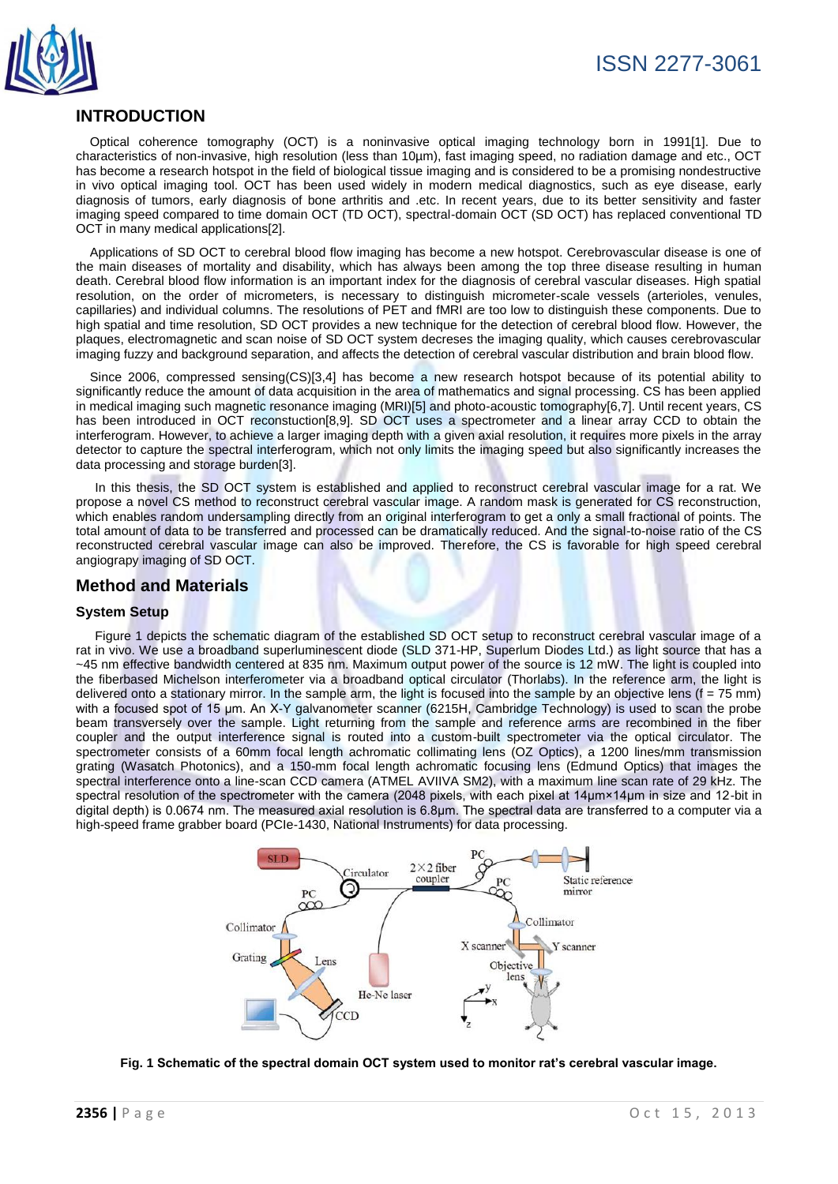## INTRODUCTION

Optical coherence tomography (OCT) is a noninvasive optical imaging technology born in 1991[1]. Due to characteristics of non-invasive, high resolution (less than 10μm), fast imaging speed, no radiation damage and etc., OCT has become a research hotspot in the field of biological tissue imaging and is considered to be a promising nondestructive in vivo optical imaging tool. OCT has been used widely in modern medical diagnostics, such as eye disease, early diagnosis of tumors, early diagnosis of bone arthritis and .etc. In recent years, due to its better sensitivity and faster imaging speed compared to time domain OCT (TD OCT), spectral-domain OCT (SD OCT) has replaced conventional TD OCT in many medical applications[2].

Applications of SD OCT to cerebral blood flow imaging has become a new hotspot. Cerebrovascular disease is one of the main diseases of mortality and disability, which has always been among the top three disease resulting in human death. Cerebral blood flow information is an important index for the diagnosis of cerebral vascular diseases. High spatial resolution, on the order of micrometers, is necessary to distinguish micrometer-scale vessels (arterioles, venules, capillaries) and individual columns. The resolutions of PET and fMRI are too low to distinguish these components. Due to high spatial and time resolution, SD OCT provides a new technique for the detection of cerebral blood flow. However, the plaques, electromagnetic and scan noise of SD OCT system decreses the imaging quality, which causes cerebrovascular imaging fuzzy and background separation, and affects the detection of cerebral vascular distribution and brain blood flow.

Since 2006, compressed sensing(CS)[3,4] has become a new research hotspot because of its potential ability to significantly reduce the amount of data acquisition in the area of mathematics and signal processing. CS has been applied in medical imaging such magnetic resonance imaging (MRI)[5] and photo-acoustic tomography[6,7]. Until recent years, CS has been introduced in OCT reconstuction[8,9]. SD OCT uses a spectrometer and a linear array CCD to obtain the interferogram. However, to achieve a larger imaging depth with a given axial resolution, it requires more pixels in the array detector to capture the spectral interferogram, which not only limits the imaging speed but also significantly increases the data processing and storage burden[3].

In this thesis, the SD OCT system is established and applied to reconstruct cerebral vascular image for a rat. We propose a novel CS method to reconstruct cerebral vascular image. A random mask is generated for CS reconstruction, which enables random undersampling directly from an original interferogram to get a only a small fractional of points. The total amount of data to be transferred and processed can be dramatically reduced. And the signal-to-noise ratio of the CS reconstructed cerebral vascular image can also be improved. Therefore, the CS is favorable for high speed cerebral angiograpy imaging of SD OCT.

## Method and Materials

### System Setup

Figure 1 depicts the schematic diagram of the established SD OCT setup to reconstruct cerebral vascular image of a rat in vivo. We use a broadband superluminescent diode (SLD 371-HP, Superlum Diodes Ltd.) as light source that has a ~45 nm effective bandwidth centered at 835 nm. Maximum output power of the source is 12 mW. The light is coupled into the fiberbased Michelson interferometer via a broadband optical circulator (Thorlabs). In the reference arm, the light is delivered onto a stationary mirror. In the sample arm, the light is focused into the sample by an objective lens (f = 75 mm) with a focused spot of 15 μm. An X-Y galvanometer scanner (6215H, Cambridge Technology) is used to scan the probe beam transversely over the sample. Light returning from the sample and reference arms are recombined in the fiber coupler and the output interference signal is routed into a custom-built spectrometer via the optical circulator. The spectrometer consists of a 60mm focal length achromatic collimating lens (OZ Optics), a 1200 lines/mm transmission grating (Wasatch Photonics), and a 150-mm focal length achromatic focusing lens (Edmund Optics) that images the spectral interference onto a line-scan CCD camera (ATMEL AVIIVA SM2), with a maximum line scan rate of 29 kHz. The spectral resolution of the spectrometer with the camera (2048 pixels, with each pixel at 14μm×14μm in size and 12-bit in digital depth) is 0.0674 nm. The measured axial resolution is 6.8μm. The spectral data are transferred to a computer via a high-speed frame grabber board (PCIe-1430, National Instruments) for data processing.

**Fig. 1 Schematic of the spectral domain OCT system used to monitor rat's cerebral vascular image.**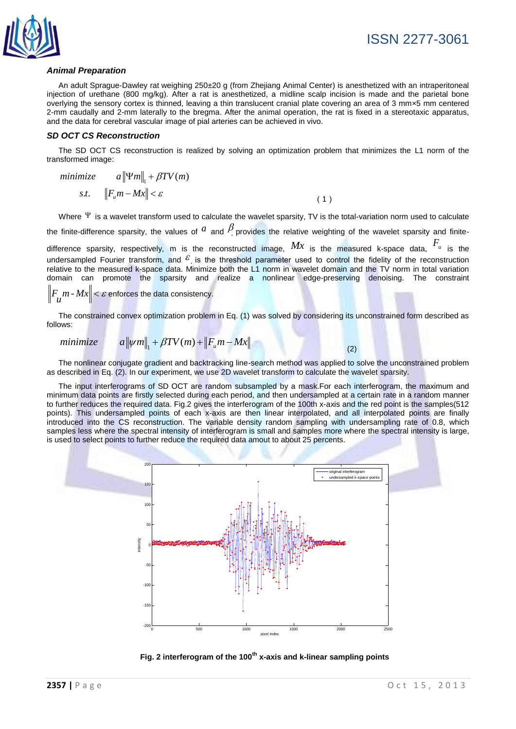### *Animal Preparation*

An adult Sprague-Dawley rat weighing 250±20 g (from Zhejiang Animal Center) is anesthetized with an intraperitoneal injection of urethane (800 mg/kg). After a rat is anesthetized, a midline scalp incision is made and the parietal bone overlying the sensory cortex is thinned, leaving a thin translucent cranial plate covering an area of 3 mm×5 mm centered 2-mm caudally and 2-mm laterally to the bregma. After the animal operation, the rat is fixed in a stereotaxic apparatus, and the data for cerebral vascular image of pial arteries can be achieved in vivo.

### *SD OCT CS Reconstruction*

The SD OCT CS reconstruction is realized by solving an optimization problem that minimizes the L1 norm of the transformed image:

$$\begin{aligned} minimize \quad & a\|\Psi m\|_1 + \beta TV(m) \\ s.t. \quad & \|F_u m - Mx\| < \varepsilon \end{aligned} \qquad (1)$$

Where $\Psi$ is a wavelet transform used to calculate the wavelet sparsity, TV is the total-variation norm used to calculate the finite-difference sparsity, the values of $a$ and $\beta$ provides the relative weighting of the wavelet sparsity and finite-difference sparsity, respectively, m is the reconstructed image, $Mx$ is the measured k-space data, $F_u$ is the undersampled Fourier transform, and $\varepsilon$ is the threshold parameter used to control the fidelity of the reconstruction relative to the measured k-space data. Minimize both the L1 norm in wavelet domain and the TV norm in total variation domain can promote the sparsity and realize a nonlinear edge-preserving denoising. The constraint $\|F_u m - Mx\| < \varepsilon$ enforces the data consistency.

The constrained convex optimization problem in Eq. (1) was solved by considering its unconstrained form described as follows:

$$minimize \quad a\|\psi m\|_1 + \beta TV(m) + \|F_u m - Mx\| \qquad (2)$$

The nonlinear conjugate gradient and backtracking line-search method was applied to solve the unconstrained problem as described in Eq. (2). In our experiment, we use 2D wavelet transform to calculate the wavelet sparsity.

The input interferograms of SD OCT are random subsampled by a mask.For each interferogram, the maximum and minimum data points are firstly selected during each period, and then undersampled at a certain rate in a random manner to further reduces the required data. Fig.2 gives the interferogram of the 100th x-axis and the red point is the samples(512 points). This undersampled points of each x-axis are then linear interpolated, and all interpolated points are finally introduced into the CS reconstruction. The variable density random sampling with undersampling rate of 0.8, which samples less where the spectral intensity of interferogram is small and samples more where the spectral intensity is large, is used to select points to further reduce the required data amout to about 25 percents.

**Fig. 2 interferogram of the 100th x-axis and k-linear sampling points**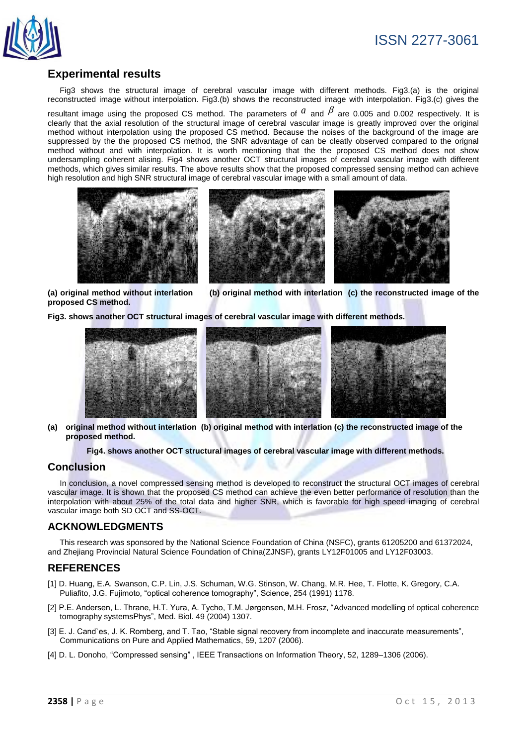## Experimental results

Fig3 shows the structural image of cerebral vascular image with different methods. Fig3.(a) is the original reconstructed image without interpolation. Fig3.(b) shows the reconstructed image with interpolation. Fig3.(c) gives the resultant image using the proposed CS method. The parameters of $\alpha$ and $\beta$ are 0.005 and 0.002 respectively. It is clearly that the axial resolution of the structural image of cerebral vascular image is greatly improved over the original method without interpolation using the proposed CS method. Because the noises of the background of the image are suppressed by the the proposed CS method, the SNR advantage of can be cleatly observed compared to the orignal method without and with interpolation. It is worth mentioning that the the proposed CS method does not show undersampling coherent alising. Fig4 shows another OCT structural images of cerebral vascular image with different methods, which gives similar results. The above results show that the proposed compressed sensing method can achieve high resolution and high SNR structural image of cerebral vascular image with a small amount of data.

**(a) original method without interlation** **(b) original method with interlation** **(c) the reconstructed image of the proposed CS method.**

**Fig3. shows another OCT structural images of cerebral vascular image with different methods.**

**(a) original method without interlation (b) original method with interlation (c) the reconstructed image of the proposed method.**

**Fig4. shows another OCT structural images of cerebral vascular image with different methods.**

## Conclusion

In conclusion, a novel compressed sensing method is developed to reconstruct the structural OCT images of cerebral vascular image. It is shown that the proposed CS method can achieve the even better performance of resolution than the interpolation with about 25% of the total data and higher SNR, which is favorable for high speed imaging of cerebral vascular image both SD OCT and SS-OCT.

## ACKNOWLEDGMENTS

This research was sponsored by the National Science Foundation of China (NSFC), grants 61205200 and 61372024, and Zhejiang Provincial Natural Science Foundation of China(ZJNSF), grants LY12F01005 and LY12F03003.

## REFERENCES

[1] D. Huang, E.A. Swanson, C.P. Lin, J.S. Schuman, W.G. Stinson, W. Chang, M.R. Hee, T. Flotte, K. Gregory, C.A. Puliafito, J.G. Fujimoto, "optical coherence tomography", Science, 254 (1991) 1178.

[2] P.E. Andersen, L. Thrane, H.T. Yura, A. Tycho, T.M. Jørgensen, M.H. Frosz, "Advanced modelling of optical coherence tomography systemsPhys", Med. Biol. 49 (2004) 1307.

[3] E. J. Cand`es, J. K. Romberg, and T. Tao, "Stable signal recovery from incomplete and inaccurate measurements", Communications on Pure and Applied Mathematics, 59, 1207 (2006).

[4] D. L. Donoho, "Compressed sensing" , IEEE Transactions on Information Theory, 52, 1289–1306 (2006).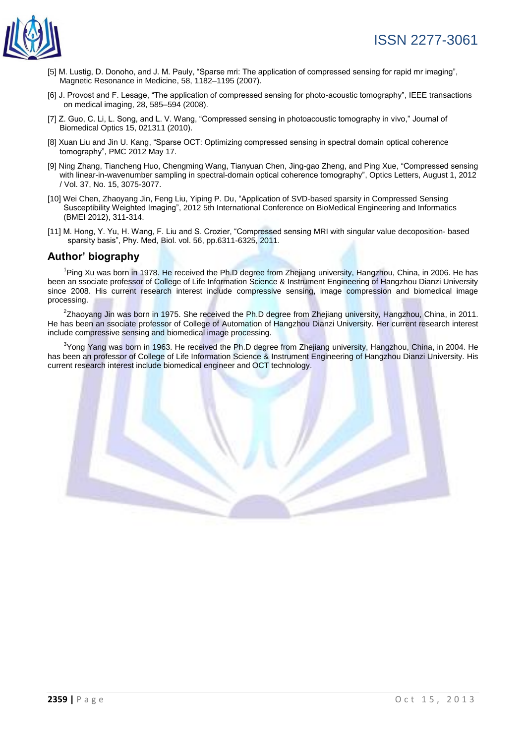[5] M. Lustig, D. Donoho, and J. M. Pauly, “Sparse mri: The application of compressed sensing for rapid mr imaging”, Magnetic Resonance in Medicine, 58, 1182–1195 (2007).

[6] J. Provost and F. Lesage, “The application of compressed sensing for photo-acoustic tomography”, IEEE transactions on medical imaging, 28, 585–594 (2008).

[7] Z. Guo, C. Li, L. Song, and L. V. Wang, “Compressed sensing in photoacoustic tomography in vivo,” Journal of Biomedical Optics 15, 021311 (2010).

[8] Xuan Liu and Jin U. Kang, “Sparse OCT: Optimizing compressed sensing in spectral domain optical coherence tomography”, PMC 2012 May 17.

[9] Ning Zhang, Tiancheng Huo, Chengming Wang, Tianyuan Chen, Jing-gao Zheng, and Ping Xue, “Compressed sensing with linear-in-wavenumber sampling in spectral-domain optical coherence tomography”, Optics Letters, August 1, 2012 / Vol. 37, No. 15, 3075-3077.

[10] Wei Chen, Zhaoyang Jin, Feng Liu, Yiping P. Du, “Application of SVD-based sparsity in Compressed Sensing Susceptibility Weighted Imaging”, 2012 5th International Conference on BioMedical Engineering and Informatics (BMEI 2012), 311-314.

[11] M. Hong, Y. Yu, H. Wang, F. Liu and S. Crozier, “Compressed sensing MRI with singular value decoposition- based sparsity basis”, Phy. Med, Biol. vol. 56, pp.6311-6325, 2011.

## Author’ biography

[1]Ping Xu was born in 1978. He received the Ph.D degree from Zhejiang university, Hangzhou, China, in 2006. He has been an ssociate professor of College of Life Information Science & Instrument Engineering of Hangzhou Dianzi University since 2008. His current research interest include compressive sensing, image compression and biomedical image processing.

[2]Zhaoyang Jin was born in 1975. She received the Ph.D degree from Zhejiang university, Hangzhou, China, in 2011. He has been an ssociate professor of College of Automation of Hangzhou Dianzi University. Her current research interest include compressive sensing and biomedical image processing.

[3]Yong Yang was born in 1963. He received the Ph.D degree from Zhejiang university, Hangzhou, China, in 2004. He has been an professor of College of Life Information Science & Instrument Engineering of Hangzhou Dianzi University. His current research interest include biomedical engineer and OCT technology.